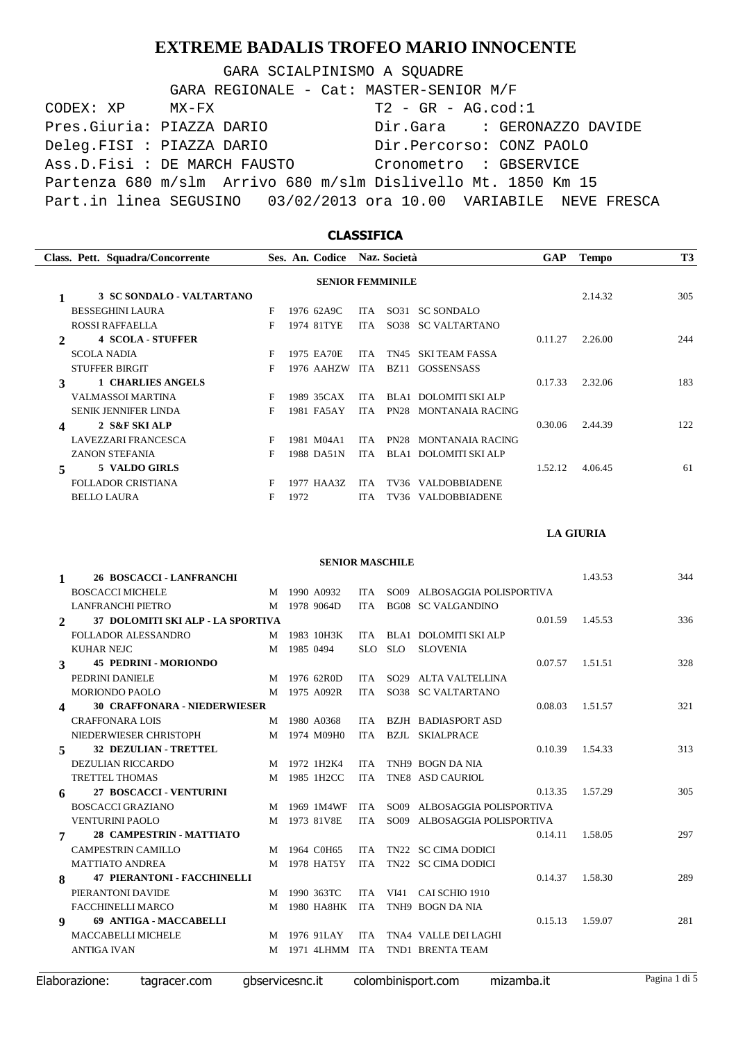# EXTREME BADALIS TROFEO MARIO INNOCENTE

GARA SCIALPINISMO A SQUADRE

GARA REGIONALE - Cat: MASTER-SENIOR M/F

CODEX: XP MX-FX T2 - GR - AG.cod:1

Pres.Giuria: PIAZZA DARIO Dir.Gara : GERONAZZO DAVIDE

Deleg.FISI : PIAZZA DARIO Dir.Percorso: CONZ PAOLO

Ass.D.Fisi : DE MARCH FAUSTO Cronometro : GBSERVICE

Partenza 680 m/slm Arrivo 680 m/slm Dislivello Mt. 1850 Km 15

Part.in linea SEGUSINO 03/02/2013 ora 10.00 VARIABILE NEVE FRESCA

## CLASSIFICA

| Class. | Pett. Squadra/Concorrente | Ses. | An. | Codice | Naz. | Società | | GAP | Tempo | T3 |
|---|---|---|---|---|---|---|---|---|---|---|
| | **SENIOR FEMMINILE** | | | | | | | | | |
| **1** | **3 SC SONDALO - VALTARTANO** | | | | | | | | 2.14.32 | 305 |
| | BESSEGHINI LAURA | F | 1976 | 62A9C | ITA | SO31 | SC SONDALO | | | |
| | ROSSI RAFFAELLA | F | 1974 | 81TYE | ITA | SO38 | SC VALTARTANO | | | |
| **2** | **4 SCOLA - STUFFER** | | | | | | | 0.11.27 | 2.26.00 | 244 |
| | SCOLA NADIA | F | 1975 | EA70E | ITA | TN45 | SKI TEAM FASSA | | | |
| | STUFFER BIRGIT | F | 1976 | AAHZW | ITA | BZ11 | GOSSENSASS | | | |
| **3** | **1 CHARLIES ANGELS** | | | | | | | 0.17.33 | 2.32.06 | 183 |
| | VALMASSOI MARTINA | F | 1989 | 35CAX | ITA | BLA1 | DOLOMITI SKI ALP | | | |
| | SENIK JENNIFER LINDA | F | 1981 | FA5AY | ITA | PN28 | MONTANAIA RACING | | | |
| **4** | **2 S&F SKI ALP** | | | | | | | 0.30.06 | 2.44.39 | 122 |
| | LAVEZZARI FRANCESCA | F | 1981 | M04A1 | ITA | PN28 | MONTANAIA RACING | | | |
| | ZANON STEFANIA | F | 1988 | DA51N | ITA | BLA1 | DOLOMITI SKI ALP | | | |
| **5** | **5 VALDO GIRLS** | | | | | | | 1.52.12 | 4.06.45 | 61 |
| | FOLLADOR CRISTIANA | F | 1977 | HAA3Z | ITA | TV36 | VALDOBBIADENE | | | |
| | BELLO LAURA | F | 1972 | | ITA | TV36 | VALDOBBIADENE | | | |

**LA GIURIA**

| Class. | Pett. Squadra/Concorrente | Ses. | An. | Codice | Naz. | Società | | GAP | Tempo | T3 |
|---|---|---|---|---|---|---|---|---|---|---|
| | **SENIOR MASCHILE** | | | | | | | | | |
| **1** | **26 BOSCACCI - LANFRANCHI** | | | | | | | | 1.43.53 | 344 |
| | BOSCACCI MICHELE | M | 1990 | A0932 | ITA | SO09 | ALBOSAGGIA POLISPORTIVA | | | |
| | LANFRANCHI PIETRO | M | 1978 | 9064D | ITA | BG08 | SC VALGANDINO | | | |
| **2** | **37 DOLOMITI SKI ALP - LA SPORTIVA** | | | | | | | 0.01.59 | 1.45.53 | 336 |
| | FOLLADOR ALESSANDRO | M | 1983 | 10H3K | ITA | BLA1 | DOLOMITI SKI ALP | | | |
| | KUHAR NEJC | M | 1985 | 0494 | SLO | SLO | SLOVENIA | | | |
| **3** | **45 PEDRINI - MORIONDO** | | | | | | | 0.07.57 | 1.51.51 | 328 |
| | PEDRINI DANIELE | M | 1976 | 62R0D | ITA | SO29 | ALTA VALTELLINA | | | |
| | MORIONDO PAOLO | M | 1975 | A092R | ITA | SO38 | SC VALTARTANO | | | |
| **4** | **30 CRAFFONARA - NIEDERWIESER** | | | | | | | 0.08.03 | 1.51.57 | 321 |
| | CRAFFONARA LOIS | M | 1980 | A0368 | ITA | BZJH | BADIASPORT ASD | | | |
| | NIEDERWIESER CHRISTOPH | M | 1974 | M09H0 | ITA | BZJL | SKIALPRACE | | | |
| **5** | **32 DEZULIAN - TRETTEL** | | | | | | | 0.10.39 | 1.54.33 | 313 |
| | DEZULIAN RICCARDO | M | 1972 | 1H2K4 | ITA | TNH9 | BOGN DA NIA | | | |
| | TRETTEL THOMAS | M | 1985 | 1H2CC | ITA | TNE8 | ASD CAURIOL | | | |
| **6** | **27 BOSCACCI - VENTURINI** | | | | | | | 0.13.35 | 1.57.29 | 305 |
| | BOSCACCI GRAZIANO | M | 1969 | 1M4WF | ITA | SO09 | ALBOSAGGIA POLISPORTIVA | | | |
| | VENTURINI PAOLO | M | 1973 | 81V8E | ITA | SO09 | ALBOSAGGIA POLISPORTIVA | | | |
| **7** | **28 CAMPESTRIN - MATTIATO** | | | | | | | 0.14.11 | 1.58.05 | 297 |
| | CAMPESTRIN CAMILLO | M | 1964 | C0H65 | ITA | TN22 | SC CIMA DODICI | | | |
| | MATTIATO ANDREA | M | 1978 | HAT5Y | ITA | TN22 | SC CIMA DODICI | | | |
| **8** | **47 PIERANTONI - FACCHINELLI** | | | | | | | 0.14.37 | 1.58.30 | 289 |
| | PIERANTONI DAVIDE | M | 1990 | 363TC | ITA | VI41 | CAI SCHIO 1910 | | | |
| | FACCHINELLI MARCO | M | 1980 | HA8HK | ITA | TNH9 | BOGN DA NIA | | | |
| **9** | **69 ANTIGA - MACCABELLI** | | | | | | | 0.15.13 | 1.59.07 | 281 |
| | MACCABELLI MICHELE | M | 1976 | 91LAY | ITA | TNA4 | VALLE DEI LAGHI | | | |
| | ANTIGA IVAN | M | 1971 | 4LHMM | ITA | TND1 | BRENTA TEAM | | | |

Elaborazione: tagracer.com gbservicesnc.it colombinisport.com mizamba.it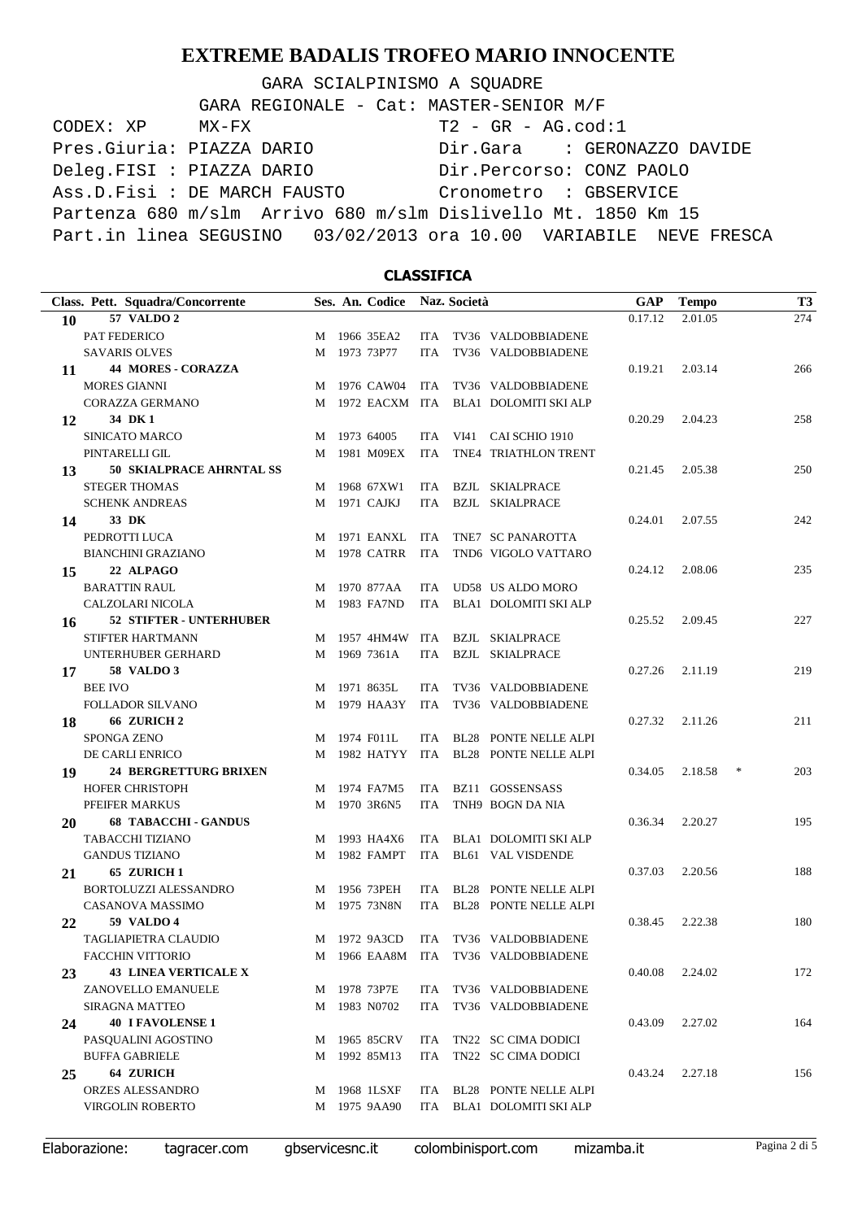# EXTREME BADALIS TROFEO MARIO INNOCENTE

GARA SCIALPINISMO A SQUADRE

GARA REGIONALE - Cat: MASTER-SENIOR M/F

CODEX: XP MX-FX T2 - GR - AG.cod:1

Pres.Giuria: PIAZZA DARIO Dir.Gara : GERONAZZO DAVIDE

Deleg.FISI : PIAZZA DARIO Dir.Percorso: CONZ PAOLO

Ass.D.Fisi : DE MARCH FAUSTO Cronometro : GBSERVICE

Partenza 680 m/slm Arrivo 680 m/slm Dislivello Mt. 1850 Km 15

Part.in linea SEGUSINO 03/02/2013 ora 10.00 VARIABILE NEVE FRESCA

## CLASSIFICA

| Class. | Pett. Squadra/Concorrente | Ses. | An. | Codice | Naz. | Società | GAP | Tempo | | T3 |
|---|---|---|---|---|---|---|---|---|---|---|
| 10 | 57 VALDO 2 | | | | | | 0.17.12 | 2.01.05 | | 274 |
| | PAT FEDERICO | M | 1966 | 35EA2 | ITA | TV36 VALDOBBIADENE | | | | |
| | SAVARIS OLVES | M | 1973 | 73P77 | ITA | TV36 VALDOBBIADENE | | | | |
| 11 | 44 MORES - CORAZZA | | | | | | 0.19.21 | 2.03.14 | | 266 |
| | MORES GIANNI | M | 1976 | CAW04 | ITA | TV36 VALDOBBIADENE | | | | |
| | CORAZZA GERMANO | M | 1972 | EACXM | ITA | BLA1 DOLOMITI SKI ALP | | | | |
| 12 | 34 DK 1 | | | | | | 0.20.29 | 2.04.23 | | 258 |
| | SINICATO MARCO | M | 1973 | 64005 | ITA | VI41 CAI SCHIO 1910 | | | | |
| | PINTARELLI GIL | M | 1981 | M09EX | ITA | TNE4 TRIATHLON TRENT | | | | |
| 13 | 50 SKIALPRACE AHRNTAL SS | | | | | | 0.21.45 | 2.05.38 | | 250 |
| | STEGER THOMAS | M | 1968 | 67XW1 | ITA | BZJL SKIALPRACE | | | | |
| | SCHENK ANDREAS | M | 1971 | CAJKJ | ITA | BZJL SKIALPRACE | | | | |
| 14 | 33 DK | | | | | | 0.24.01 | 2.07.55 | | 242 |
| | PEDROTTI LUCA | M | 1971 | EANXL | ITA | TNE7 SC PANAROTTA | | | | |
| | BIANCHINI GRAZIANO | M | 1978 | CATRR | ITA | TND6 VIGOLO VATTARO | | | | |
| 15 | 22 ALPAGO | | | | | | 0.24.12 | 2.08.06 | | 235 |
| | BARATTIN RAUL | M | 1970 | 877AA | ITA | UD58 US ALDO MORO | | | | |
| | CALZOLARI NICOLA | M | 1983 | FA7ND | ITA | BLA1 DOLOMITI SKI ALP | | | | |
| 16 | 52 STIFTER - UNTERHUBER | | | | | | 0.25.52 | 2.09.45 | | 227 |
| | STIFTER HARTMANN | M | 1957 | 4HM4W | ITA | BZJL SKIALPRACE | | | | |
| | UNTERHUBER GERHARD | M | 1969 | 7361A | ITA | BZJL SKIALPRACE | | | | |
| 17 | 58 VALDO 3 | | | | | | 0.27.26 | 2.11.19 | | 219 |
| | BEE IVO | M | 1971 | 8635L | ITA | TV36 VALDOBBIADENE | | | | |
| | FOLLADOR SILVANO | M | 1979 | HAA3Y | ITA | TV36 VALDOBBIADENE | | | | |
| 18 | 66 ZURICH 2 | | | | | | 0.27.32 | 2.11.26 | | 211 |
| | SPONGA ZENO | M | 1974 | F011L | ITA | BL28 PONTE NELLE ALPI | | | | |
| | DE CARLI ENRICO | M | 1982 | HATYY | ITA | BL28 PONTE NELLE ALPI | | | | |
| 19 | 24 BERGRETTURG BRIXEN | | | | | | 0.34.05 | 2.18.58 | * | 203 |
| | HOFER CHRISTOPH | M | 1974 | FA7M5 | ITA | BZ11 GOSSENSASS | | | | |
| | PFEIFER MARKUS | M | 1970 | 3R6N5 | ITA | TNH9 BOGN DA NIA | | | | |
| 20 | 68 TABACCHI - GANDUS | | | | | | 0.36.34 | 2.20.27 | | 195 |
| | TABACCHI TIZIANO | M | 1993 | HA4X6 | ITA | BLA1 DOLOMITI SKI ALP | | | | |
| | GANDUS TIZIANO | M | 1982 | FAMPT | ITA | BL61 VAL VISDENDE | | | | |
| 21 | 65 ZURICH 1 | | | | | | 0.37.03 | 2.20.56 | | 188 |
| | BORTOLUZZI ALESSANDRO | M | 1956 | 73PEH | ITA | BL28 PONTE NELLE ALPI | | | | |
| | CASANOVA MASSIMO | M | 1975 | 73N8N | ITA | BL28 PONTE NELLE ALPI | | | | |
| 22 | 59 VALDO 4 | | | | | | 0.38.45 | 2.22.38 | | 180 |
| | TAGLIAPIETRA CLAUDIO | M | 1972 | 9A3CD | ITA | TV36 VALDOBBIADENE | | | | |
| | FACCHIN VITTORIO | M | 1966 | EAA8M | ITA | TV36 VALDOBBIADENE | | | | |
| 23 | 43 LINEA VERTICALE X | | | | | | 0.40.08 | 2.24.02 | | 172 |
| | ZANOVELLO EMANUELE | M | 1978 | 73P7E | ITA | TV36 VALDOBBIADENE | | | | |
| | SIRAGNA MATTEO | M | 1983 | N0702 | ITA | TV36 VALDOBBIADENE | | | | |
| 24 | 40 I FAVOLENSE 1 | | | | | | 0.43.09 | 2.27.02 | | 164 |
| | PASQUALINI AGOSTINO | M | 1965 | 85CRV | ITA | TN22 SC CIMA DODICI | | | | |
| | BUFFA GABRIELE | M | 1992 | 85M13 | ITA | TN22 SC CIMA DODICI | | | | |
| 25 | 64 ZURICH | | | | | | 0.43.24 | 2.27.18 | | 156 |
| | ORZES ALESSANDRO | M | 1968 | 1LSXF | ITA | BL28 PONTE NELLE ALPI | | | | |
| | VIRGOLIN ROBERTO | M | 1975 | 9AA90 | ITA | BLA1 DOLOMITI SKI ALP | | | | |

Elaborazione: tagracer.com gbservicesnc.it colombinisport.com mizamba.it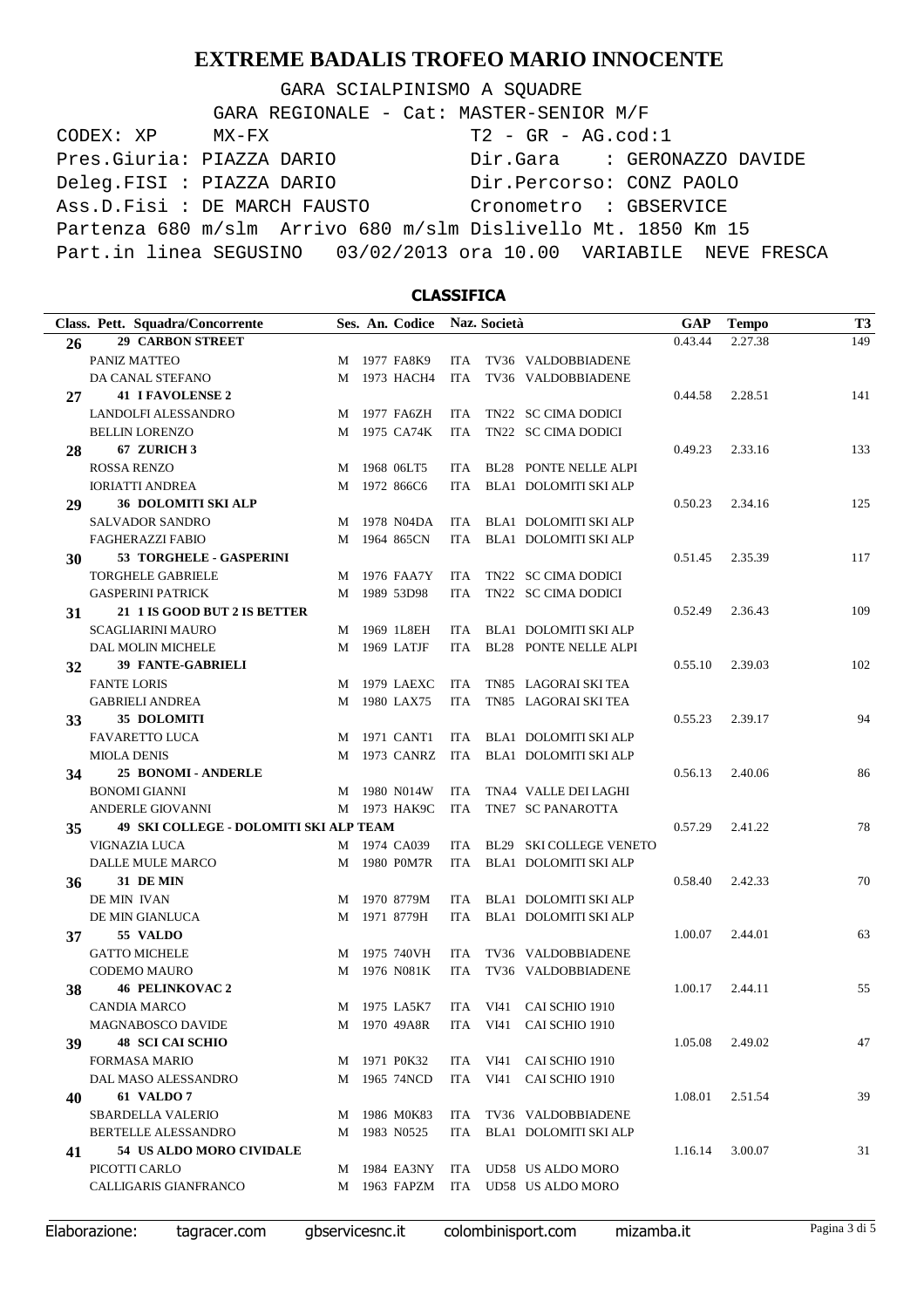# EXTREME BADALIS TROFEO MARIO INNOCENTE

GARA SCIALPINISMO A SQUADRE

GARA REGIONALE - Cat: MASTER-SENIOR M/F

CODEX: XP MX-FX T2 - GR - AG.cod:1

Pres.Giuria: PIAZZA DARIO Dir.Gara : GERONAZZO DAVIDE

Deleg.FISI : PIAZZA DARIO Dir.Percorso: CONZ PAOLO

Ass.D.Fisi : DE MARCH FAUSTO Cronometro : GBSERVICE

Partenza 680 m/slm Arrivo 680 m/slm Dislivello Mt. 1850 Km 15

Part.in linea SEGUSINO 03/02/2013 ora 10.00 VARIABILE NEVE FRESCA

## CLASSIFICA

| Class. | Pett. Squadra/Concorrente | Ses. | An. | Codice | Naz. | Società | GAP | Tempo | T3 |
|---|---|---|---|---|---|---|---|---|---|
| 26 | **29 CARBON STREET** | | | | | | 0.43.44 | 2.27.38 | 149 |
| | PANIZ MATTEO | M | 1977 | FA8K9 | ITA | TV36 VALDOBBIADENE | | | |
| | DA CANAL STEFANO | M | 1973 | HACH4 | ITA | TV36 VALDOBBIADENE | | | |
| 27 | **41 I FAVOLENSE 2** | | | | | | 0.44.58 | 2.28.51 | 141 |
| | LANDOLFI ALESSANDRO | M | 1977 | FA6ZH | ITA | TN22 SC CIMA DODICI | | | |
| | BELLIN LORENZO | M | 1975 | CA74K | ITA | TN22 SC CIMA DODICI | | | |
| 28 | **67 ZURICH 3** | | | | | | 0.49.23 | 2.33.16 | 133 |
| | ROSSA RENZO | M | 1968 | 06LT5 | ITA | BL28 PONTE NELLE ALPI | | | |
| | IORIATTI ANDREA | M | 1972 | 866C6 | ITA | BLA1 DOLOMITI SKI ALP | | | |
| 29 | **36 DOLOMITI SKI ALP** | | | | | | 0.50.23 | 2.34.16 | 125 |
| | SALVADOR SANDRO | M | 1978 | N04DA | ITA | BLA1 DOLOMITI SKI ALP | | | |
| | FAGHERAZZI FABIO | M | 1964 | 865CN | ITA | BLA1 DOLOMITI SKI ALP | | | |
| 30 | **53 TORGHELE - GASPERINI** | | | | | | 0.51.45 | 2.35.39 | 117 |
| | TORGHELE GABRIELE | M | 1976 | FAA7Y | ITA | TN22 SC CIMA DODICI | | | |
| | GASPERINI PATRICK | M | 1989 | 53D98 | ITA | TN22 SC CIMA DODICI | | | |
| 31 | **21 1 IS GOOD BUT 2 IS BETTER** | | | | | | 0.52.49 | 2.36.43 | 109 |
| | SCAGLIARINI MAURO | M | 1969 | 1L8EH | ITA | BLA1 DOLOMITI SKI ALP | | | |
| | DAL MOLIN MICHELE | M | 1969 | LATJF | ITA | BL28 PONTE NELLE ALPI | | | |
| 32 | **39 FANTE-GABRIELI** | | | | | | 0.55.10 | 2.39.03 | 102 |
| | FANTE LORIS | M | 1979 | LAEXC | ITA | TN85 LAGORAI SKI TEA | | | |
| | GABRIELI ANDREA | M | 1980 | LAX75 | ITA | TN85 LAGORAI SKI TEA | | | |
| 33 | **35 DOLOMITI** | | | | | | 0.55.23 | 2.39.17 | 94 |
| | FAVARETTO LUCA | M | 1971 | CANT1 | ITA | BLA1 DOLOMITI SKI ALP | | | |
| | MIOLA DENIS | M | 1973 | CANRZ | ITA | BLA1 DOLOMITI SKI ALP | | | |
| 34 | **25 BONOMI - ANDERLE** | | | | | | 0.56.13 | 2.40.06 | 86 |
| | BONOMI GIANNI | M | 1980 | N014W | ITA | TNA4 VALLE DEI LAGHI | | | |
| | ANDERLE GIOVANNI | M | 1973 | HAK9C | ITA | TNE7 SC PANAROTTA | | | |
| 35 | **49 SKI COLLEGE - DOLOMITI SKI ALP TEAM** | | | | | | 0.57.29 | 2.41.22 | 78 |
| | VIGNAZIA LUCA | M | 1974 | CA039 | ITA | BL29 SKI COLLEGE VENETO | | | |
| | DALLE MULE MARCO | M | 1980 | P0M7R | ITA | BLA1 DOLOMITI SKI ALP | | | |
| 36 | **31 DE MIN** | | | | | | 0.58.40 | 2.42.33 | 70 |
| | DE MIN IVAN | M | 1970 | 8779M | ITA | BLA1 DOLOMITI SKI ALP | | | |
| | DE MIN GIANLUCA | M | 1971 | 8779H | ITA | BLA1 DOLOMITI SKI ALP | | | |
| 37 | **55 VALDO** | | | | | | 1.00.07 | 2.44.01 | 63 |
| | GATTO MICHELE | M | 1975 | 740VH | ITA | TV36 VALDOBBIADENE | | | |
| | CODEMO MAURO | M | 1976 | N081K | ITA | TV36 VALDOBBIADENE | | | |
| 38 | **46 PELINKOVAC 2** | | | | | | 1.00.17 | 2.44.11 | 55 |
| | CANDIA MARCO | M | 1975 | LA5K7 | ITA | VI41 CAI SCHIO 1910 | | | |
| | MAGNABOSCO DAVIDE | M | 1970 | 49A8R | ITA | VI41 CAI SCHIO 1910 | | | |
| 39 | **48 SCI CAI SCHIO** | | | | | | 1.05.08 | 2.49.02 | 47 |
| | FORMASA MARIO | M | 1971 | P0K32 | ITA | VI41 CAI SCHIO 1910 | | | |
| | DAL MASO ALESSANDRO | M | 1965 | 74NCD | ITA | VI41 CAI SCHIO 1910 | | | |
| 40 | **61 VALDO 7** | | | | | | 1.08.01 | 2.51.54 | 39 |
| | SBARDELLA VALERIO | M | 1986 | M0K83 | ITA | TV36 VALDOBBIADENE | | | |
| | BERTELLE ALESSANDRO | M | 1983 | N0525 | ITA | BLA1 DOLOMITI SKI ALP | | | |
| 41 | **54 US ALDO MORO CIVIDALE** | | | | | | 1.16.14 | 3.00.07 | 31 |
| | PICOTTI CARLO | M | 1984 | EA3NY | ITA | UD58 US ALDO MORO | | | |
| | CALLIGARIS GIANFRANCO | M | 1963 | FAPZM | ITA | UD58 US ALDO MORO | | | |

Elaborazione: tagracer.com gbservicesnc.it colombinisport.com mizamba.it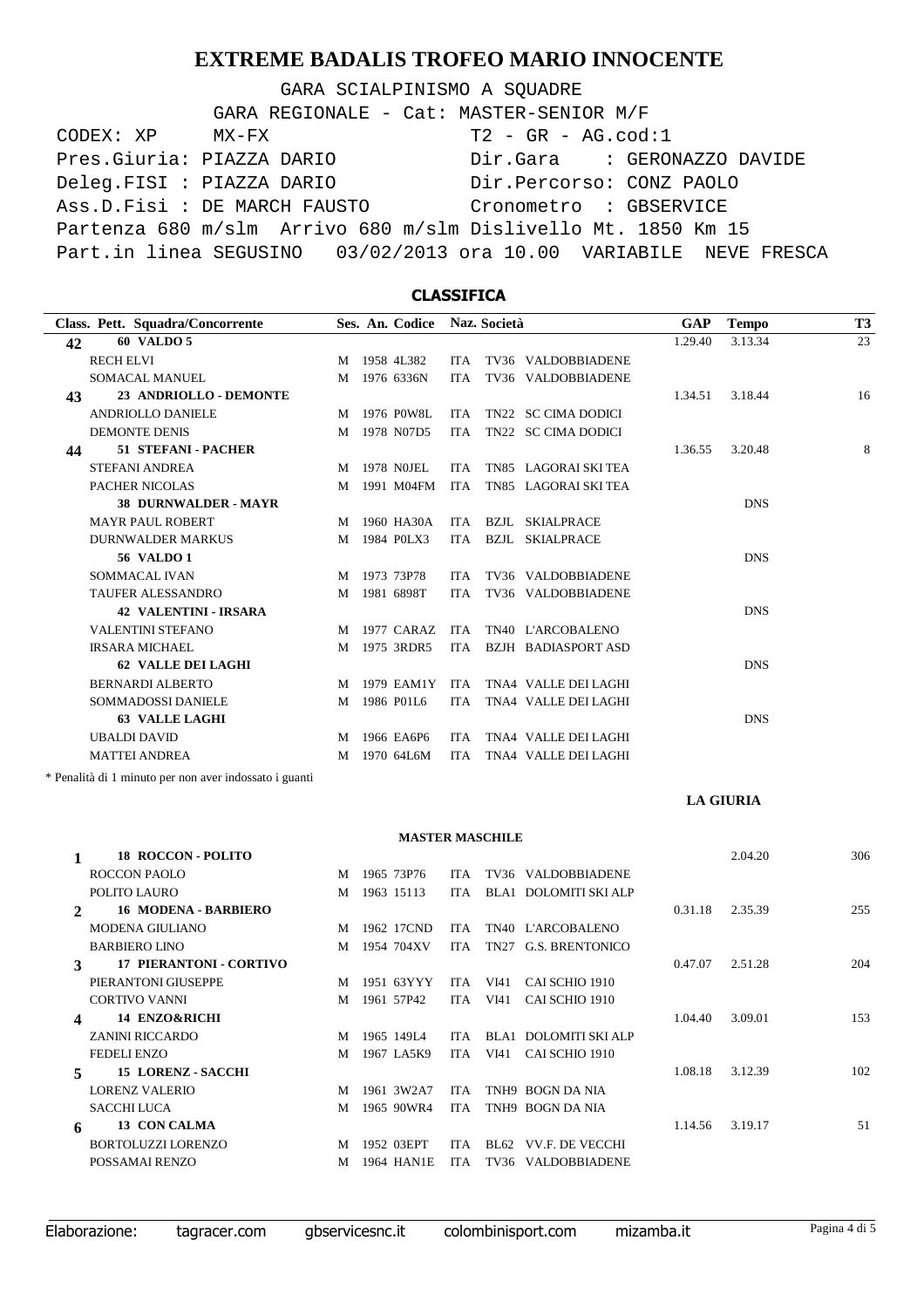# EXTREME BADALIS TROFEO MARIO INNOCENTE

GARA SCIALPINISMO A SQUADRE

GARA REGIONALE - Cat: MASTER-SENIOR M/F

CODEX: XP MX-FX T2 - GR - AG.cod:1

Pres.Giuria: PIAZZA DARIO Dir.Gara : GERONAZZO DAVIDE

Deleg.FISI : PIAZZA DARIO Dir.Percorso: CONZ PAOLO

Ass.D.Fisi : DE MARCH FAUSTO Cronometro : GBSERVICE

Partenza 680 m/slm Arrivo 680 m/slm Dislivello Mt. 1850 Km 15

Part.in linea SEGUSINO 03/02/2013 ora 10.00 VARIABILE NEVE FRESCA

## CLASSIFICA

| Class. | Pett. Squadra/Concorrente | Ses. | An. | Codice | Naz. | Società | GAP | Tempo | T3 |
|---|---|---|---|---|---|---|---|---|---|
| 42 | **60 VALDO 5** | | | | | | 1.29.40 | 3.13.34 | 23 |
| | RECH ELVI | M | 1958 | 4L382 | ITA | TV36 VALDOBBIADENE | | | |
| | SOMACAL MANUEL | M | 1976 | 6336N | ITA | TV36 VALDOBBIADENE | | | |
| 43 | **23 ANDRIOLLO - DEMONTE** | | | | | | 1.34.51 | 3.18.44 | 16 |
| | ANDRIOLLO DANIELE | M | 1976 | P0W8L | ITA | TN22 SC CIMA DODICI | | | |
| | DEMONTE DENIS | M | 1978 | N07D5 | ITA | TN22 SC CIMA DODICI | | | |
| 44 | **51 STEFANI - PACHER** | | | | | | 1.36.55 | 3.20.48 | 8 |
| | STEFANI ANDREA | M | 1978 | N0JEL | ITA | TN85 LAGORAI SKI TEA | | | |
| | PACHER NICOLAS | M | 1991 | M04FM | ITA | TN85 LAGORAI SKI TEA | | | |
| | **38 DURNWALDER - MAYR** | | | | | | | DNS | |
| | MAYR PAUL ROBERT | M | 1960 | HA30A | ITA | BZJL SKIALPRACE | | | |
| | DURNWALDER MARKUS | M | 1984 | P0LX3 | ITA | BZJL SKIALPRACE | | | |
| | **56 VALDO 1** | | | | | | | DNS | |
| | SOMMACAL IVAN | M | 1973 | 73P78 | ITA | TV36 VALDOBBIADENE | | | |
| | TAUFER ALESSANDRO | M | 1981 | 6898T | ITA | TV36 VALDOBBIADENE | | | |
| | **42 VALENTINI - IRSARA** | | | | | | | DNS | |
| | VALENTINI STEFANO | M | 1977 | CARAZ | ITA | TN40 L'ARCOBALENO | | | |
| | IRSARA MICHAEL | M | 1975 | 3RDR5 | ITA | BZJH BADIASPORT ASD | | | |
| | **62 VALLE DEI LAGHI** | | | | | | | DNS | |
| | BERNARDI ALBERTO | M | 1979 | EAM1Y | ITA | TNA4 VALLE DEI LAGHI | | | |
| | SOMMADOSSI DANIELE | M | 1986 | P01L6 | ITA | TNA4 VALLE DEI LAGHI | | | |
| | **63 VALLE LAGHI** | | | | | | | DNS | |
| | UBALDI DAVID | M | 1966 | EA6P6 | ITA | TNA4 VALLE DEI LAGHI | | | |
| | MATTEI ANDREA | M | 1970 | 64L6M | ITA | TNA4 VALLE DEI LAGHI | | | |

* Penalità di 1 minuto per non aver indossato i guanti

**LA GIURIA**

### MASTER MASCHILE

| Class. | Pett. Squadra/Concorrente | Ses. | An. | Codice | Naz. | Società | GAP | Tempo | T3 |
|---|---|---|---|---|---|---|---|---|---|
| 1 | **18 ROCCON - POLITO** | | | | | | | 2.04.20 | 306 |
| | ROCCON PAOLO | M | 1965 | 73P76 | ITA | TV36 VALDOBBIADENE | | | |
| | POLITO LAURO | M | 1963 | 15113 | ITA | BLA1 DOLOMITI SKI ALP | | | |
| 2 | **16 MODENA - BARBIERO** | | | | | | 0.31.18 | 2.35.39 | 255 |
| | MODENA GIULIANO | M | 1962 | 17CND | ITA | TN40 L'ARCOBALENO | | | |
| | BARBIERO LINO | M | 1954 | 704XV | ITA | TN27 G.S. BRENTONICO | | | |
| 3 | **17 PIERANTONI - CORTIVO** | | | | | | 0.47.07 | 2.51.28 | 204 |
| | PIERANTONI GIUSEPPE | M | 1951 | 63YYY | ITA | VI41 CAI SCHIO 1910 | | | |
| | CORTIVO VANNI | M | 1961 | 57P42 | ITA | VI41 CAI SCHIO 1910 | | | |
| 4 | **14 ENZO&RICHI** | | | | | | 1.04.40 | 3.09.01 | 153 |
| | ZANINI RICCARDO | M | 1965 | 149L4 | ITA | BLA1 DOLOMITI SKI ALP | | | |
| | FEDELI ENZO | M | 1967 | LA5K9 | ITA | VI41 CAI SCHIO 1910 | | | |
| 5 | **15 LORENZ - SACCHI** | | | | | | 1.08.18 | 3.12.39 | 102 |
| | LORENZ VALERIO | M | 1961 | 3W2A7 | ITA | TNH9 BOGN DA NIA | | | |
| | SACCHI LUCA | M | 1965 | 90WR4 | ITA | TNH9 BOGN DA NIA | | | |
| 6 | **13 CON CALMA** | | | | | | 1.14.56 | 3.19.17 | 51 |
| | BORTOLUZZI LORENZO | M | 1952 | 03EPT | ITA | BL62 VV.F. DE VECCHI | | | |
| | POSSAMAI RENZO | M | 1964 | HAN1E | ITA | TV36 VALDOBBIADENE | | | |

Elaborazione: tagracer.com gbservicesnc.it colombinisport.com mizamba.it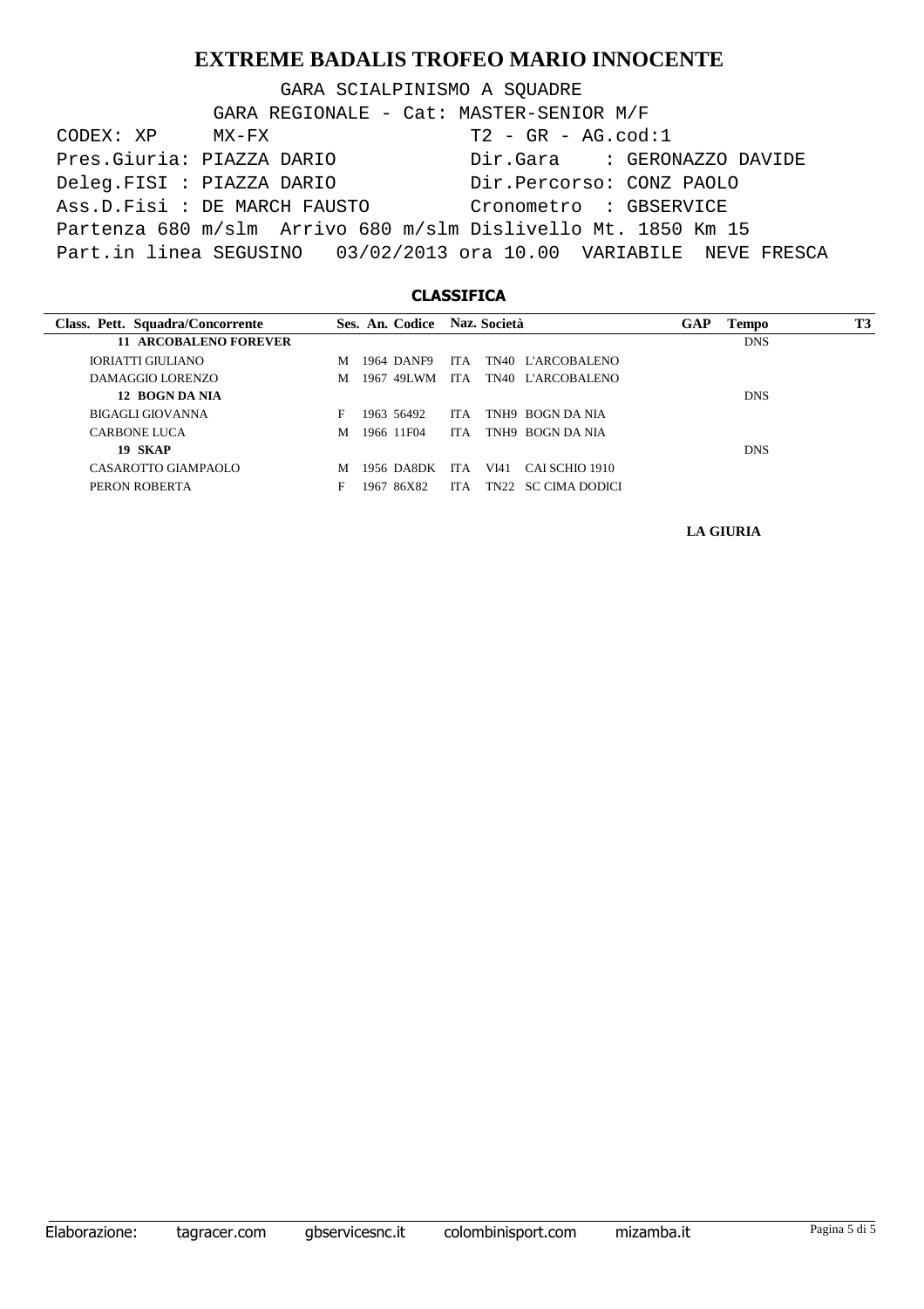# EXTREME BADALIS TROFEO MARIO INNOCENTE

```
GARA SCIALPINISMO A SQUADRE
GARA REGIONALE - Cat: MASTER-SENIOR M/F
CODEX: XP     MX-FX                    T2 - GR - AG.cod:1
Pres.Giuria: PIAZZA DARIO              Dir.Gara    : GERONAZZO DAVIDE
Deleg.FISI : PIAZZA DARIO              Dir.Percorso: CONZ PAOLO
Ass.D.Fisi : DE MARCH FAUSTO           Cronometro  : GBSERVICE
Partenza 680 m/slm  Arrivo 680 m/slm Dislivello Mt. 1850 Km 15
Part.in linea SEGUSINO   03/02/2013 ora 10.00  VARIABILE  NEVE FRESCA
```

**CLASSIFICA**

| Class. Pett. Squadra/Concorrente | Ses. | An. | Codice | Naz. | Società | | GAP | Tempo | T3 |
|---|---|---|---|---|---|---|---|---|---|
| **11 ARCOBALENO FOREVER** | | | | | | | | DNS | |
| IORIATTI GIULIANO | M | 1964 | DANF9 | ITA | TN40 | L'ARCOBALENO | | | |
| DAMAGGIO LORENZO | M | 1967 | 49LWM | ITA | TN40 | L'ARCOBALENO | | | |
| **12 BOGN DA NIA** | | | | | | | | DNS | |
| BIGAGLI GIOVANNA | F | 1963 | 56492 | ITA | TNH9 | BOGN DA NIA | | | |
| CARBONE LUCA | M | 1966 | 11F04 | ITA | TNH9 | BOGN DA NIA | | | |
| **19 SKAP** | | | | | | | | DNS | |
| CASAROTTO GIAMPAOLO | M | 1956 | DA8DK | ITA | VI41 | CAI SCHIO 1910 | | | |
| PERON ROBERTA | F | 1967 | 86X82 | ITA | TN22 | SC CIMA DODICI | | | |

**LA GIURIA**

Elaborazione: tagracer.com gbservicesnc.it colombinisport.com mizamba.it